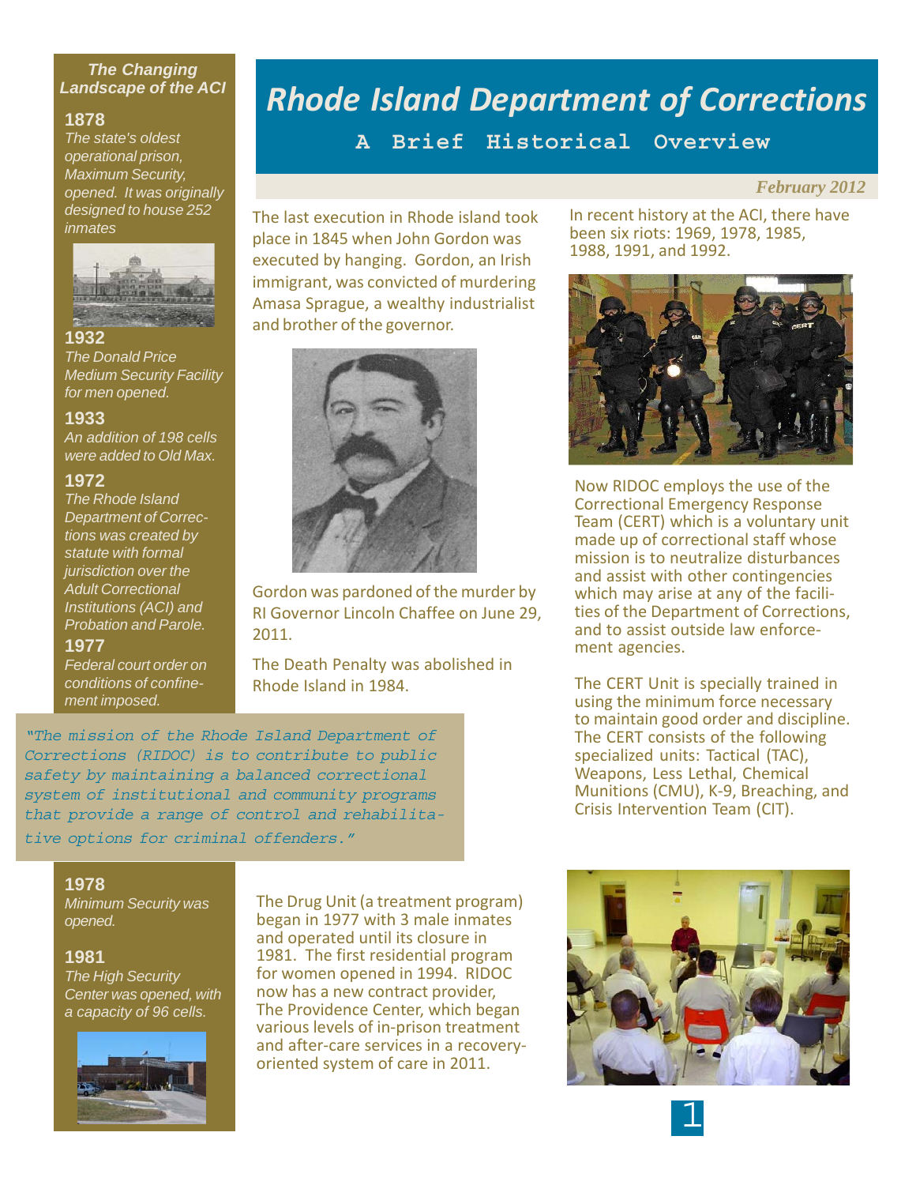# Rhode Island Department of Corrections

## A Brief Historical Overview

*February 2012*

### The Changing Landscape of the ACI

**1878**
*The state's oldest operational prison, Maximum Security, opened. It was originally designed to house 252 inmates*

**1932**
*The Donald Price Medium Security Facility for men opened.*

**1933**
*An addition of 198 cells were added to Old Max.*

**1972**
*The Rhode Island Department of Corrections was created by statute with formal jurisdiction over the Adult Correctional Institutions (ACI) and Probation and Parole.*

**1977**
*Federal court order on conditions of confinement imposed.*

**1978**
*Minimum Security was opened.*

**1981**
*The High Security Center was opened, with a capacity of 96 cells.*

The last execution in Rhode island took place in 1845 when John Gordon was executed by hanging. Gordon, an Irish immigrant, was convicted of murdering Amasa Sprague, a wealthy industrialist and brother of the governor.

Gordon was pardoned of the murder by RI Governor Lincoln Chaffee on June 29, 2011.

The Death Penalty was abolished in Rhode Island in 1984.

In recent history at the ACI, there have been six riots: 1969, 1978, 1985, 1988, 1991, and 1992.

Now RIDOC employs the use of the Correctional Emergency Response Team (CERT) which is a voluntary unit made up of correctional staff whose mission is to neutralize disturbances and assist with other contingencies which may arise at any of the facilities of the Department of Corrections, and to assist outside law enforcement agencies.

The CERT Unit is specially trained in using the minimum force necessary to maintain good order and discipline. The CERT consists of the following specialized units: Tactical (TAC), Weapons, Less Lethal, Chemical Munitions (CMU), K-9, Breaching, and Crisis Intervention Team (CIT).

> *"The mission of the Rhode Island Department of Corrections (RIDOC) is to contribute to public safety by maintaining a balanced correctional system of institutional and community programs that provide a range of control and rehabilitative options for criminal offenders."*

The Drug Unit (a treatment program) began in 1977 with 3 male inmates and operated until its closure in 1981. The first residential program for women opened in 1994. RIDOC now has a new contract provider, The Providence Center, which began various levels of in-prison treatment and after-care services in a recovery-oriented system of care in 2011.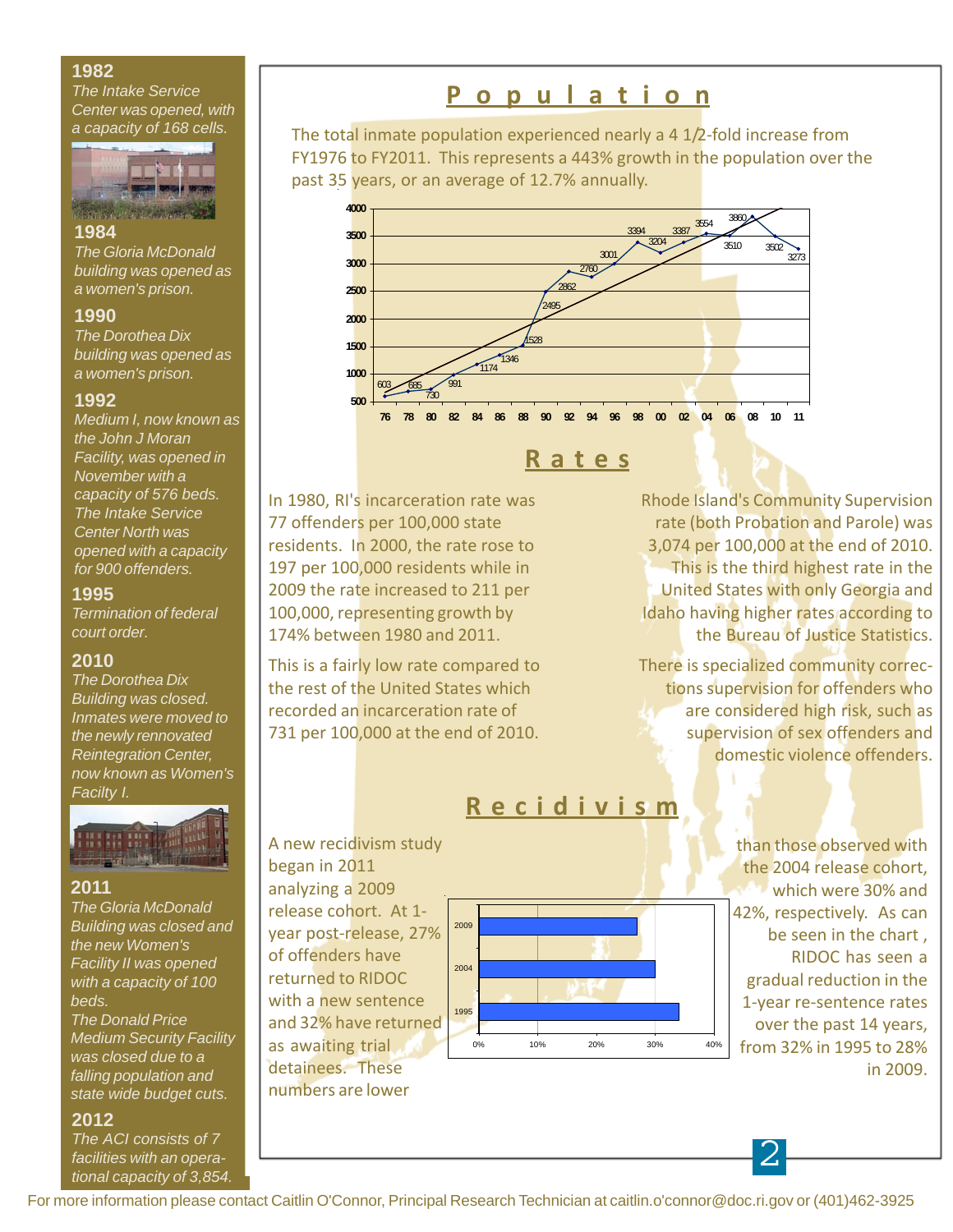**1982**
*The Intake Service Center was opened, with a capacity of 168 cells.*

**1984**
*The Gloria McDonald building was opened as a women's prison.*

**1990**
*The Dorothea Dix building was opened as a women's prison.*

**1992**
*Medium I, now known as the John J Moran Facility, was opened in November with a capacity of 576 beds. The Intake Service Center North was opened with a capacity for 900 offenders.*

**1995**
*Termination of federal court order.*

**2010**
*The Dorothea Dix Building was closed. Inmates were moved to the newly rennovated Reintegration Center, now known as Women's Facilty I.*

**2011**
*The Gloria McDonald Building was closed and the new Women's Facility II was opened with a capacity of 100 beds.*
*The Donald Price Medium Security Facility was closed due to a falling population and state wide budget cuts.*

**2012**
*The ACI consists of 7 facilities with an operational capacity of 3,854.*

## Population

The total inmate population experienced nearly a 4 1/2-fold increase from FY1976 to FY2011. This represents a 443% growth in the population over the past 35 years, or an average of 12.7% annually.

4000
3500
3000
2500
2000
1500
1000
500

603 685 730 991 1174 1346 1528 2495 2862 2760 3001 3394 3204 3387 3554 3510 3860 3502 3273

76 78 80 82 84 86 88 90 92 94 96 98 00 02 04 06 08 10 11

## Rates

In 1980, RI's incarceration rate was 77 offenders per 100,000 state residents. In 2000, the rate rose to 197 per 100,000 residents while in 2009 the rate increased to 211 per 100,000, representing growth by 174% between 1980 and 2011.

This is a fairly low rate compared to the rest of the United States which recorded an incarceration rate of 731 per 100,000 at the end of 2010.

Rhode Island's Community Supervision rate (both Probation and Parole) was 3,074 per 100,000 at the end of 2010. This is the third highest rate in the United States with only Georgia and Idaho having higher rates according to the Bureau of Justice Statistics.

There is specialized community corrections supervision for offenders who are considered high risk, such as supervision of sex offenders and domestic violence offenders.

## Recidivism

A new recidivism study began in 2011 analyzing a 2009 release cohort. At 1-year post-release, 27% of offenders have returned to RIDOC with a new sentence and 32% have returned as awaiting trial detainees. These numbers are lower than those observed with the 2004 release cohort, which were 30% and 42%, respectively. As can be seen in the chart, RIDOC has seen a gradual reduction in the 1-year re-sentence rates over the past 14 years, from 32% in 1995 to 28% in 2009.

2009
2004
1995

0% 10% 20% 30% 40%

For more information please contact Caitlin O'Connor, Principal Research Technician at caitlin.o'connor@doc.ri.gov or (401)462-3925